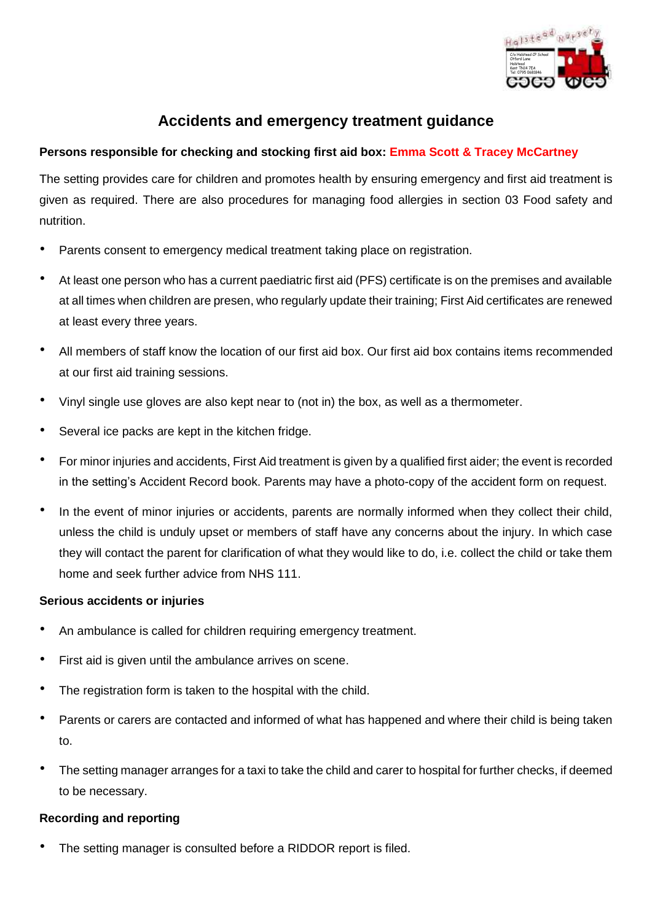# Accidents and emergency treatment guidance

**Persons responsible for checking and stocking first aid box: Emma Scott & Tracey McCartney**

The setting provides care for children and promotes health by ensuring emergency and first aid treatment is given as required. There are also procedures for managing food allergies in section 03 Food safety and nutrition.

- Parents consent to emergency medical treatment taking place on registration.
- At least one person who has a current paediatric first aid (PFS) certificate is on the premises and available at all times when children are presen, who regularly update their training; First Aid certificates are renewed at least every three years.
- All members of staff know the location of our first aid box. Our first aid box contains items recommended at our first aid training sessions.
- Vinyl single use gloves are also kept near to (not in) the box, as well as a thermometer.
- Several ice packs are kept in the kitchen fridge.
- For minor injuries and accidents, First Aid treatment is given by a qualified first aider; the event is recorded in the setting's Accident Record book. Parents may have a photo-copy of the accident form on request.
- In the event of minor injuries or accidents, parents are normally informed when they collect their child, unless the child is unduly upset or members of staff have any concerns about the injury. In which case they will contact the parent for clarification of what they would like to do, i.e. collect the child or take them home and seek further advice from NHS 111.

**Serious accidents or injuries**

- An ambulance is called for children requiring emergency treatment.
- First aid is given until the ambulance arrives on scene.
- The registration form is taken to the hospital with the child.
- Parents or carers are contacted and informed of what has happened and where their child is being taken to.
- The setting manager arranges for a taxi to take the child and carer to hospital for further checks, if deemed to be necessary.

**Recording and reporting**

- The setting manager is consulted before a RIDDOR report is filed.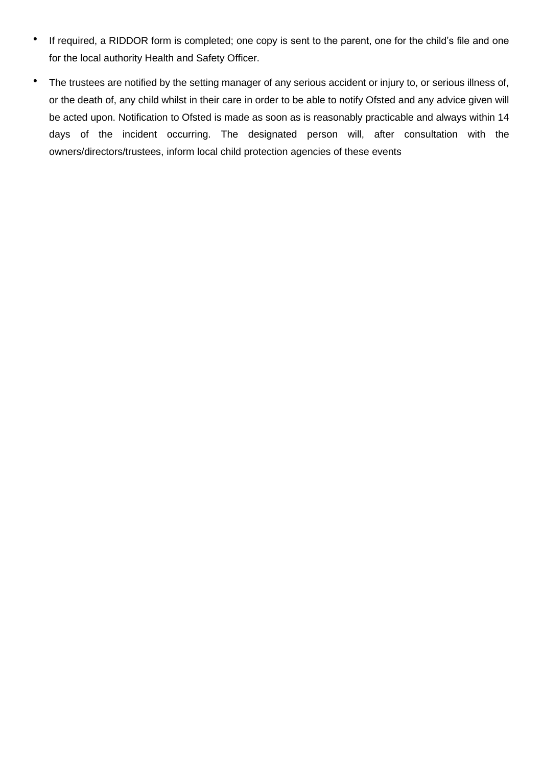- If required, a RIDDOR form is completed; one copy is sent to the parent, one for the child's file and one for the local authority Health and Safety Officer.
- The trustees are notified by the setting manager of any serious accident or injury to, or serious illness of, or the death of, any child whilst in their care in order to be able to notify Ofsted and any advice given will be acted upon. Notification to Ofsted is made as soon as is reasonably practicable and always within 14 days of the incident occurring. The designated person will, after consultation with the owners/directors/trustees, inform local child protection agencies of these events